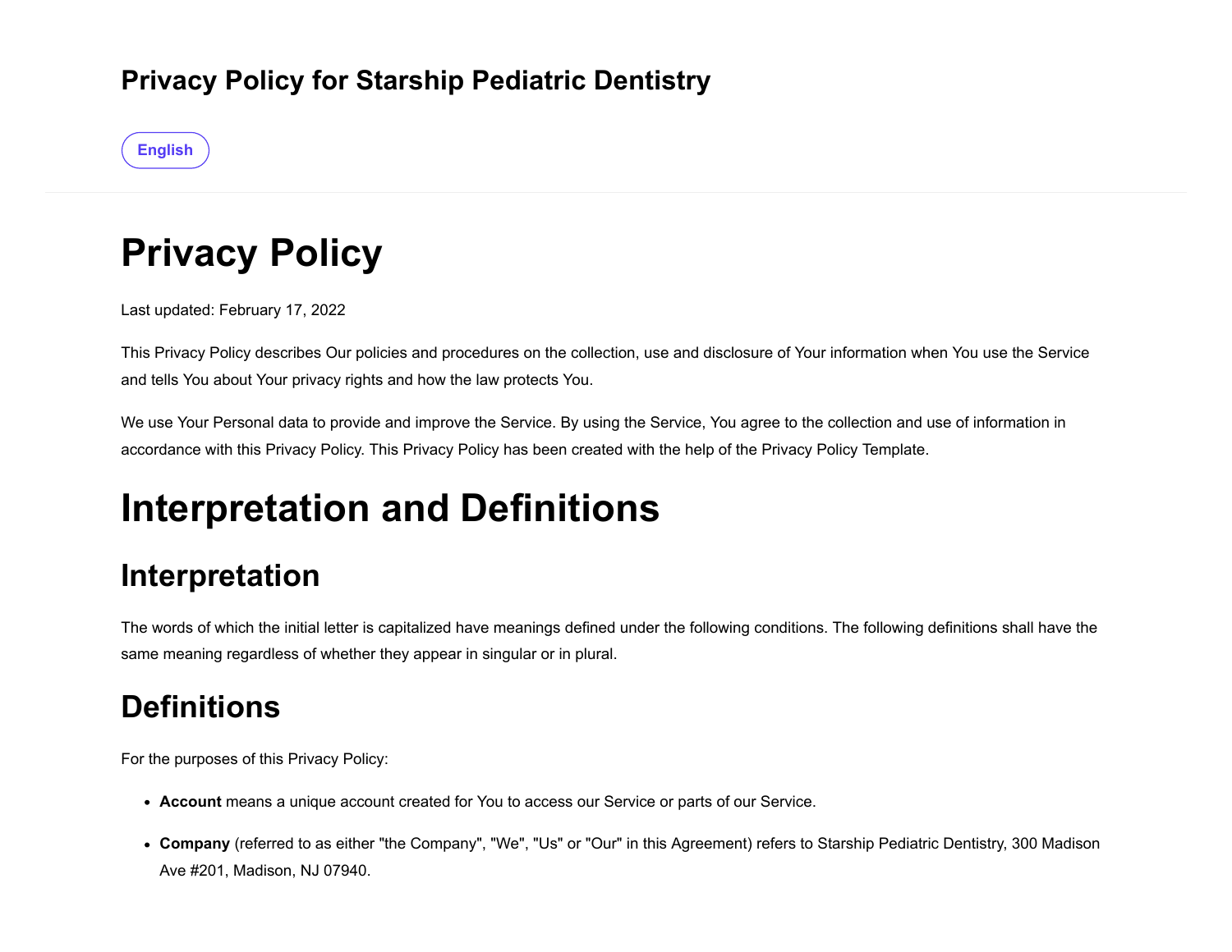# Privacy Policy for Starship Pediatric Dentistry

English

# Privacy Policy

Last updated: February 17, 2022

This Privacy Policy describes Our policies and procedures on the collection, use and disclosure of Your information when You use the Service and tells You about Your privacy rights and how the law protects You.

We use Your Personal data to provide and improve the Service. By using the Service, You agree to the collection and use of information in accordance with this Privacy Policy. This Privacy Policy has been created with the help of the Privacy Policy Template.

# Interpretation and Definitions

## Interpretation

The words of which the initial letter is capitalized have meanings defined under the following conditions. The following definitions shall have the same meaning regardless of whether they appear in singular or in plural.

## Definitions

For the purposes of this Privacy Policy:

- **Account** means a unique account created for You to access our Service or parts of our Service.
- **Company** (referred to as either "the Company", "We", "Us" or "Our" in this Agreement) refers to Starship Pediatric Dentistry, 300 Madison Ave #201, Madison, NJ 07940.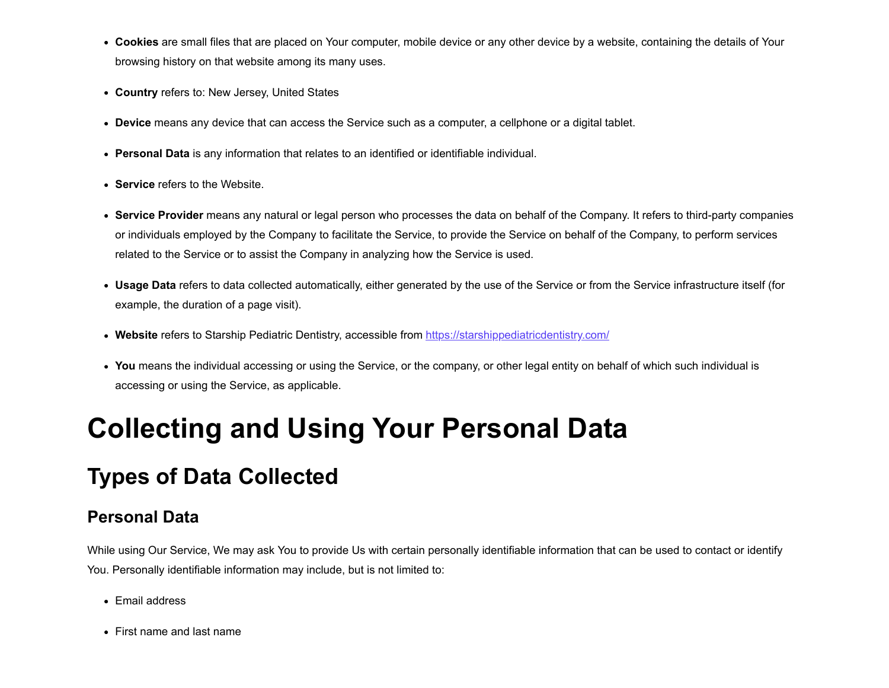- **Cookies** are small files that are placed on Your computer, mobile device or any other device by a website, containing the details of Your browsing history on that website among its many uses.

- **Country** refers to: New Jersey, United States

- **Device** means any device that can access the Service such as a computer, a cellphone or a digital tablet.

- **Personal Data** is any information that relates to an identified or identifiable individual.

- **Service** refers to the Website.

- **Service Provider** means any natural or legal person who processes the data on behalf of the Company. It refers to third-party companies or individuals employed by the Company to facilitate the Service, to provide the Service on behalf of the Company, to perform services related to the Service or to assist the Company in analyzing how the Service is used.

- **Usage Data** refers to data collected automatically, either generated by the use of the Service or from the Service infrastructure itself (for example, the duration of a page visit).

- **Website** refers to Starship Pediatric Dentistry, accessible from [https://starshippediatricdentistry.com/](https://starshippediatricdentistry.com/)

- **You** means the individual accessing or using the Service, or the company, or other legal entity on behalf of which such individual is accessing or using the Service, as applicable.

# Collecting and Using Your Personal Data

## Types of Data Collected

### Personal Data

While using Our Service, We may ask You to provide Us with certain personally identifiable information that can be used to contact or identify You. Personally identifiable information may include, but is not limited to:

- Email address

- First name and last name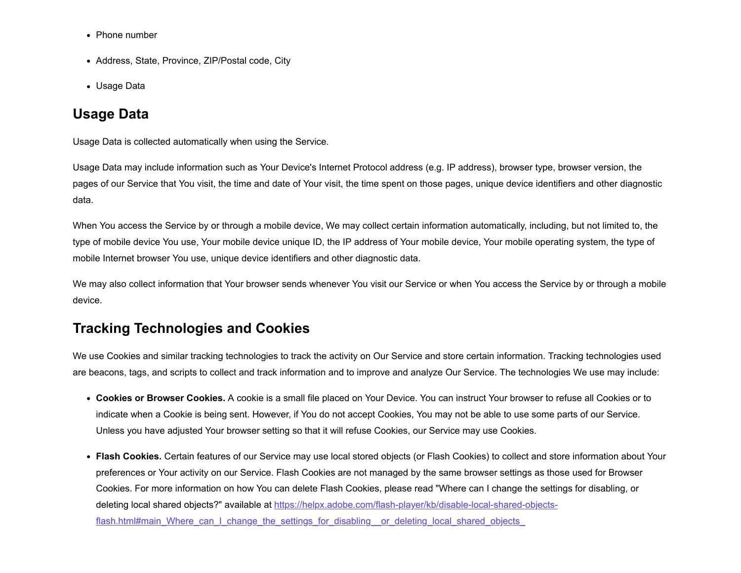- Phone number
- Address, State, Province, ZIP/Postal code, City
- Usage Data

## Usage Data

Usage Data is collected automatically when using the Service.

Usage Data may include information such as Your Device's Internet Protocol address (e.g. IP address), browser type, browser version, the pages of our Service that You visit, the time and date of Your visit, the time spent on those pages, unique device identifiers and other diagnostic data.

When You access the Service by or through a mobile device, We may collect certain information automatically, including, but not limited to, the type of mobile device You use, Your mobile device unique ID, the IP address of Your mobile device, Your mobile operating system, the type of mobile Internet browser You use, unique device identifiers and other diagnostic data.

We may also collect information that Your browser sends whenever You visit our Service or when You access the Service by or through a mobile device.

## Tracking Technologies and Cookies

We use Cookies and similar tracking technologies to track the activity on Our Service and store certain information. Tracking technologies used are beacons, tags, and scripts to collect and track information and to improve and analyze Our Service. The technologies We use may include:

- **Cookies or Browser Cookies.** A cookie is a small file placed on Your Device. You can instruct Your browser to refuse all Cookies or to indicate when a Cookie is being sent. However, if You do not accept Cookies, You may not be able to use some parts of our Service. Unless you have adjusted Your browser setting so that it will refuse Cookies, our Service may use Cookies.
- **Flash Cookies.** Certain features of our Service may use local stored objects (or Flash Cookies) to collect and store information about Your preferences or Your activity on our Service. Flash Cookies are not managed by the same browser settings as those used for Browser Cookies. For more information on how You can delete Flash Cookies, please read "Where can I change the settings for disabling, or deleting local shared objects?" available at [https://helpx.adobe.com/flash-player/kb/disable-local-shared-objects-flash.html#main_Where_can_I_change_the_settings_for_disabling__or_deleting_local_shared_objects_](https://helpx.adobe.com/flash-player/kb/disable-local-shared-objects-flash.html#main_Where_can_I_change_the_settings_for_disabling__or_deleting_local_shared_objects_)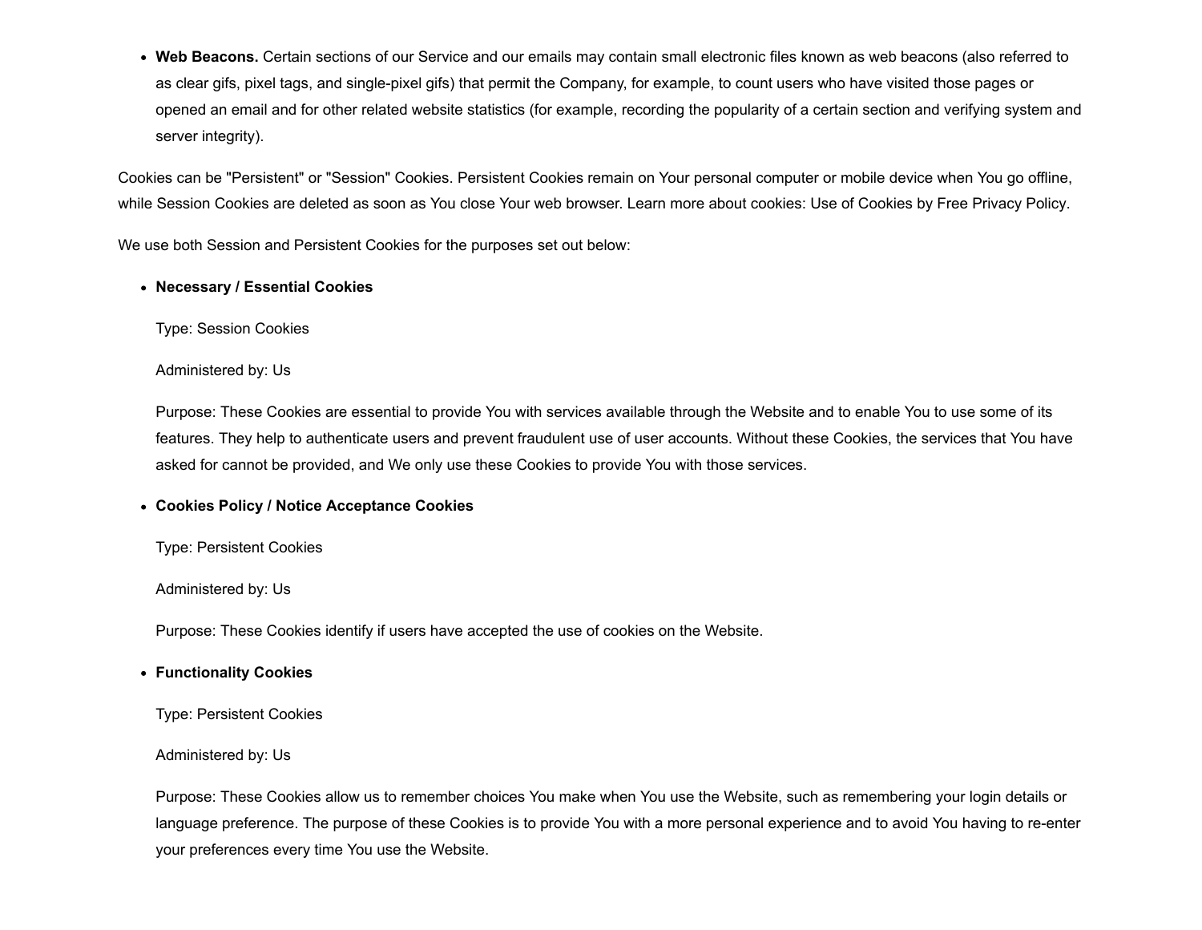- **Web Beacons.** Certain sections of our Service and our emails may contain small electronic files known as web beacons (also referred to as clear gifs, pixel tags, and single-pixel gifs) that permit the Company, for example, to count users who have visited those pages or opened an email and for other related website statistics (for example, recording the popularity of a certain section and verifying system and server integrity).

Cookies can be "Persistent" or "Session" Cookies. Persistent Cookies remain on Your personal computer or mobile device when You go offline, while Session Cookies are deleted as soon as You close Your web browser. Learn more about cookies: Use of Cookies by Free Privacy Policy.

We use both Session and Persistent Cookies for the purposes set out below:

- **Necessary / Essential Cookies**

  Type: Session Cookies

  Administered by: Us

  Purpose: These Cookies are essential to provide You with services available through the Website and to enable You to use some of its features. They help to authenticate users and prevent fraudulent use of user accounts. Without these Cookies, the services that You have asked for cannot be provided, and We only use these Cookies to provide You with those services.

- **Cookies Policy / Notice Acceptance Cookies**

  Type: Persistent Cookies

  Administered by: Us

  Purpose: These Cookies identify if users have accepted the use of cookies on the Website.

- **Functionality Cookies**

  Type: Persistent Cookies

  Administered by: Us

  Purpose: These Cookies allow us to remember choices You make when You use the Website, such as remembering your login details or language preference. The purpose of these Cookies is to provide You with a more personal experience and to avoid You having to re-enter your preferences every time You use the Website.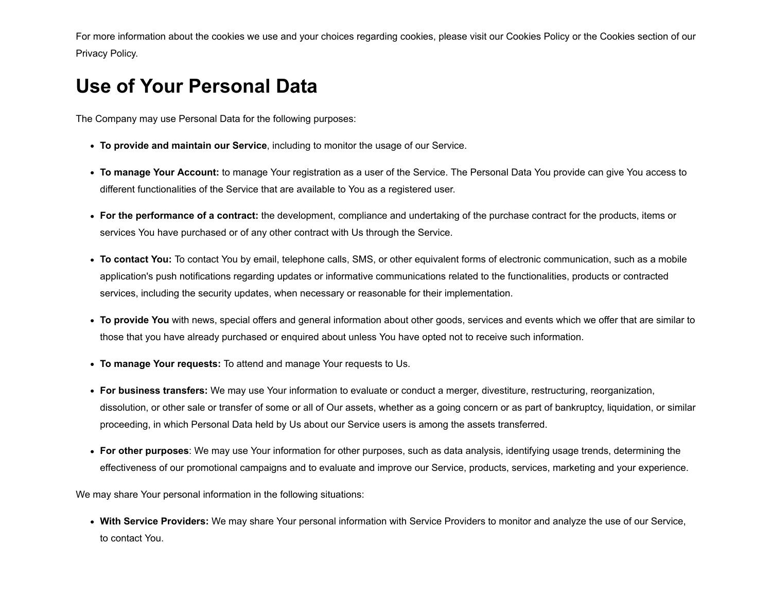For more information about the cookies we use and your choices regarding cookies, please visit our Cookies Policy or the Cookies section of our Privacy Policy.

# Use of Your Personal Data

The Company may use Personal Data for the following purposes:

- **To provide and maintain our Service**, including to monitor the usage of our Service.
- **To manage Your Account:** to manage Your registration as a user of the Service. The Personal Data You provide can give You access to different functionalities of the Service that are available to You as a registered user.
- **For the performance of a contract:** the development, compliance and undertaking of the purchase contract for the products, items or services You have purchased or of any other contract with Us through the Service.
- **To contact You:** To contact You by email, telephone calls, SMS, or other equivalent forms of electronic communication, such as a mobile application's push notifications regarding updates or informative communications related to the functionalities, products or contracted services, including the security updates, when necessary or reasonable for their implementation.
- **To provide You** with news, special offers and general information about other goods, services and events which we offer that are similar to those that you have already purchased or enquired about unless You have opted not to receive such information.
- **To manage Your requests:** To attend and manage Your requests to Us.
- **For business transfers:** We may use Your information to evaluate or conduct a merger, divestiture, restructuring, reorganization, dissolution, or other sale or transfer of some or all of Our assets, whether as a going concern or as part of bankruptcy, liquidation, or similar proceeding, in which Personal Data held by Us about our Service users is among the assets transferred.
- **For other purposes**: We may use Your information for other purposes, such as data analysis, identifying usage trends, determining the effectiveness of our promotional campaigns and to evaluate and improve our Service, products, services, marketing and your experience.

We may share Your personal information in the following situations:

- **With Service Providers:** We may share Your personal information with Service Providers to monitor and analyze the use of our Service, to contact You.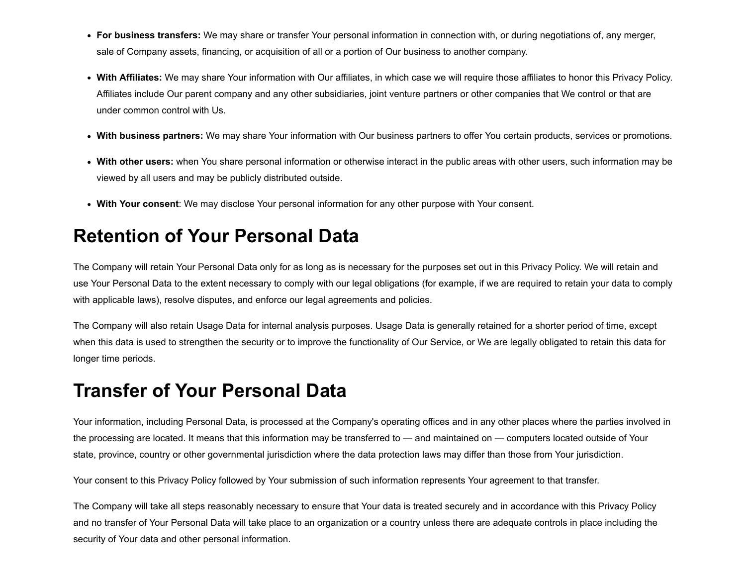- **For business transfers:** We may share or transfer Your personal information in connection with, or during negotiations of, any merger, sale of Company assets, financing, or acquisition of all or a portion of Our business to another company.
- **With Affiliates:** We may share Your information with Our affiliates, in which case we will require those affiliates to honor this Privacy Policy. Affiliates include Our parent company and any other subsidiaries, joint venture partners or other companies that We control or that are under common control with Us.
- **With business partners:** We may share Your information with Our business partners to offer You certain products, services or promotions.
- **With other users:** when You share personal information or otherwise interact in the public areas with other users, such information may be viewed by all users and may be publicly distributed outside.
- **With Your consent**: We may disclose Your personal information for any other purpose with Your consent.

# Retention of Your Personal Data

The Company will retain Your Personal Data only for as long as is necessary for the purposes set out in this Privacy Policy. We will retain and use Your Personal Data to the extent necessary to comply with our legal obligations (for example, if we are required to retain your data to comply with applicable laws), resolve disputes, and enforce our legal agreements and policies.

The Company will also retain Usage Data for internal analysis purposes. Usage Data is generally retained for a shorter period of time, except when this data is used to strengthen the security or to improve the functionality of Our Service, or We are legally obligated to retain this data for longer time periods.

# Transfer of Your Personal Data

Your information, including Personal Data, is processed at the Company's operating offices and in any other places where the parties involved in the processing are located. It means that this information may be transferred to — and maintained on — computers located outside of Your state, province, country or other governmental jurisdiction where the data protection laws may differ than those from Your jurisdiction.

Your consent to this Privacy Policy followed by Your submission of such information represents Your agreement to that transfer.

The Company will take all steps reasonably necessary to ensure that Your data is treated securely and in accordance with this Privacy Policy and no transfer of Your Personal Data will take place to an organization or a country unless there are adequate controls in place including the security of Your data and other personal information.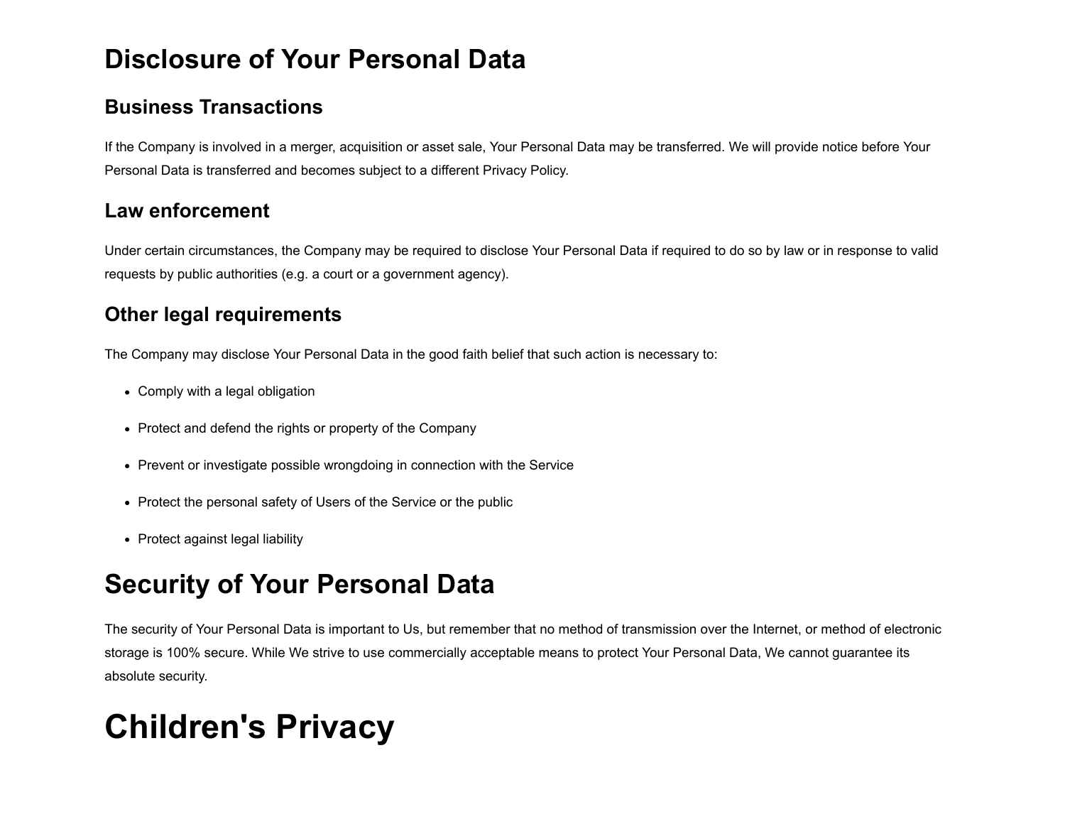# Disclosure of Your Personal Data

## Business Transactions

If the Company is involved in a merger, acquisition or asset sale, Your Personal Data may be transferred. We will provide notice before Your Personal Data is transferred and becomes subject to a different Privacy Policy.

## Law enforcement

Under certain circumstances, the Company may be required to disclose Your Personal Data if required to do so by law or in response to valid requests by public authorities (e.g. a court or a government agency).

## Other legal requirements

The Company may disclose Your Personal Data in the good faith belief that such action is necessary to:

- Comply with a legal obligation
- Protect and defend the rights or property of the Company
- Prevent or investigate possible wrongdoing in connection with the Service
- Protect the personal safety of Users of the Service or the public
- Protect against legal liability

# Security of Your Personal Data

The security of Your Personal Data is important to Us, but remember that no method of transmission over the Internet, or method of electronic storage is 100% secure. While We strive to use commercially acceptable means to protect Your Personal Data, We cannot guarantee its absolute security.

# Children's Privacy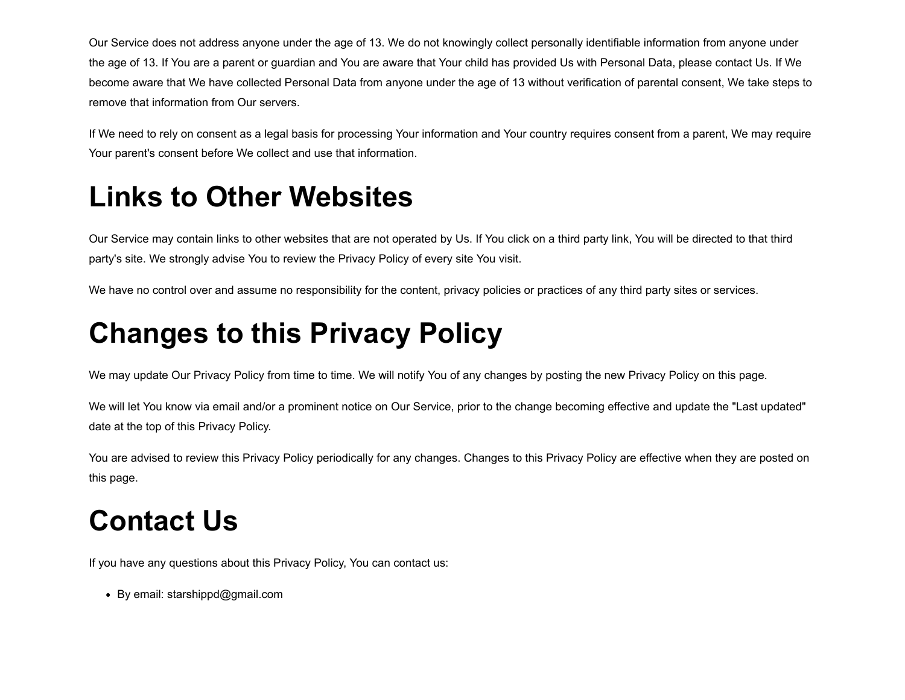Our Service does not address anyone under the age of 13. We do not knowingly collect personally identifiable information from anyone under the age of 13. If You are a parent or guardian and You are aware that Your child has provided Us with Personal Data, please contact Us. If We become aware that We have collected Personal Data from anyone under the age of 13 without verification of parental consent, We take steps to remove that information from Our servers.

If We need to rely on consent as a legal basis for processing Your information and Your country requires consent from a parent, We may require Your parent's consent before We collect and use that information.

# Links to Other Websites

Our Service may contain links to other websites that are not operated by Us. If You click on a third party link, You will be directed to that third party's site. We strongly advise You to review the Privacy Policy of every site You visit.

We have no control over and assume no responsibility for the content, privacy policies or practices of any third party sites or services.

# Changes to this Privacy Policy

We may update Our Privacy Policy from time to time. We will notify You of any changes by posting the new Privacy Policy on this page.

We will let You know via email and/or a prominent notice on Our Service, prior to the change becoming effective and update the "Last updated" date at the top of this Privacy Policy.

You are advised to review this Privacy Policy periodically for any changes. Changes to this Privacy Policy are effective when they are posted on this page.

# Contact Us

If you have any questions about this Privacy Policy, You can contact us:

- By email: starshippd@gmail.com